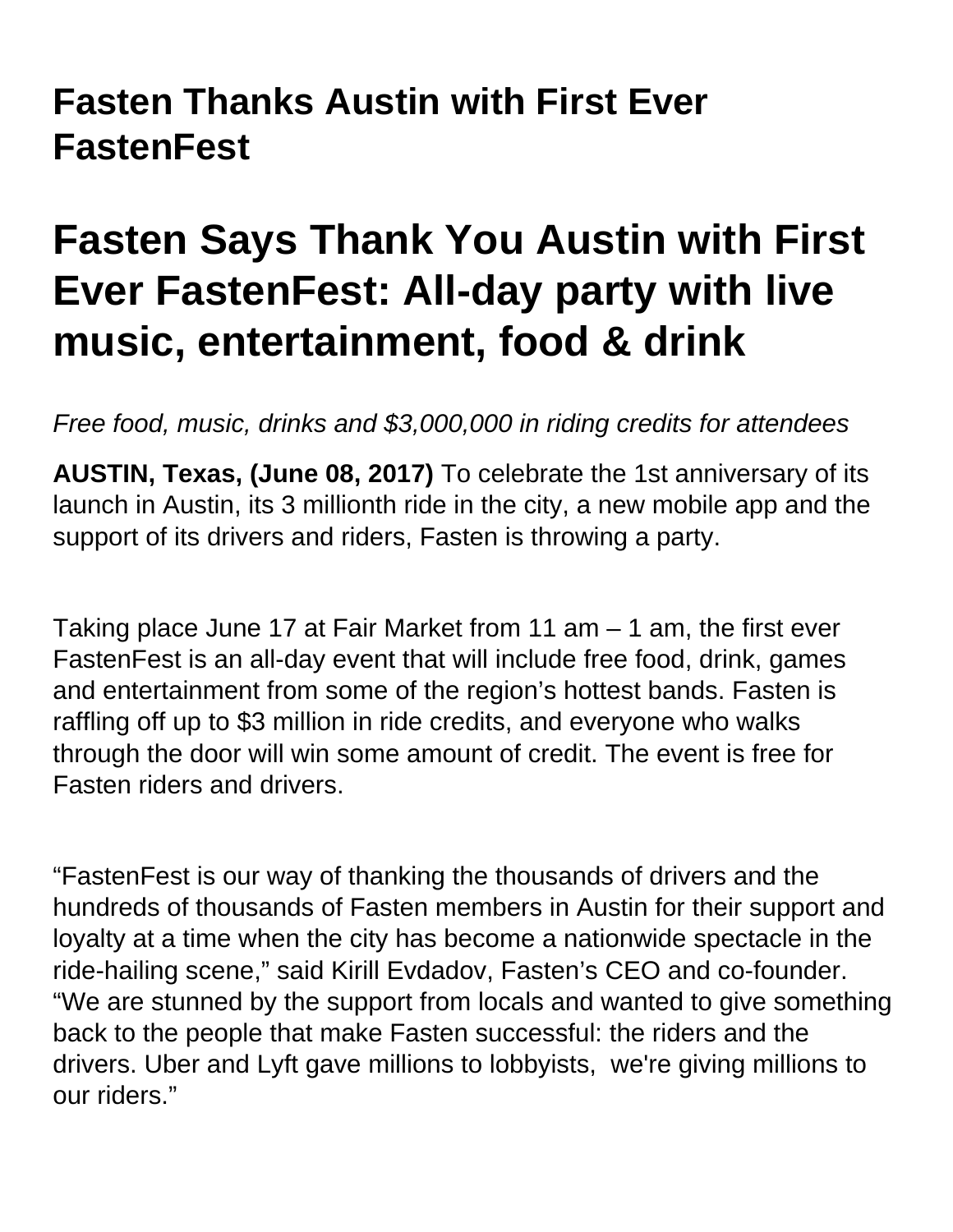## Fasten Thanks Austin with First Ever FastenFest

# Fasten Says Thank You Austin with First Ever FastenFest: All-day party with live music, entertainment, food & drink

*Free food, music, drinks and $3,000,000 in riding credits for attendees*

**AUSTIN, Texas, (June 08, 2017)** To celebrate the 1st anniversary of its launch in Austin, its 3 millionth ride in the city, a new mobile app and the support of its drivers and riders, Fasten is throwing a party.

Taking place June 17 at Fair Market from 11 am – 1 am, the first ever FastenFest is an all-day event that will include free food, drink, games and entertainment from some of the region's hottest bands. Fasten is raffling off up to $3 million in ride credits, and everyone who walks through the door will win some amount of credit. The event is free for Fasten riders and drivers.

"FastenFest is our way of thanking the thousands of drivers and the hundreds of thousands of Fasten members in Austin for their support and loyalty at a time when the city has become a nationwide spectacle in the ride-hailing scene," said Kirill Evdadov, Fasten's CEO and co-founder. "We are stunned by the support from locals and wanted to give something back to the people that make Fasten successful: the riders and the drivers. Uber and Lyft gave millions to lobbyists, we're giving millions to our riders."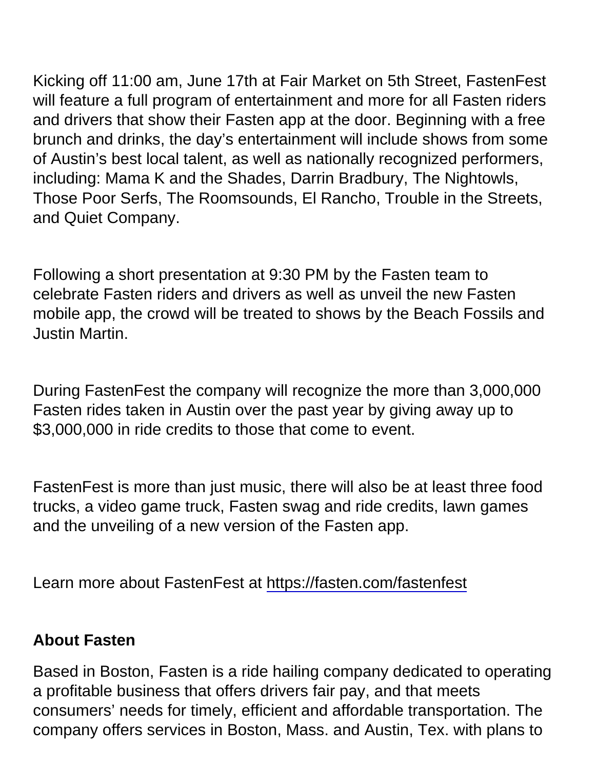Kicking off 11:00 am, June 17th at Fair Market on 5th Street, FastenFest will feature a full program of entertainment and more for all Fasten riders and drivers that show their Fasten app at the door. Beginning with a free brunch and drinks, the day's entertainment will include shows from some of Austin's best local talent, as well as nationally recognized performers, including: Mama K and the Shades, Darrin Bradbury, The Nightowls, Those Poor Serfs, The Roomsounds, El Rancho, Trouble in the Streets, and Quiet Company.

Following a short presentation at 9:30 PM by the Fasten team to celebrate Fasten riders and drivers as well as unveil the new Fasten mobile app, the crowd will be treated to shows by the Beach Fossils and Justin Martin.

During FastenFest the company will recognize the more than 3,000,000 Fasten rides taken in Austin over the past year by giving away up to $3,000,000 in ride credits to those that come to event.

FastenFest is more than just music, there will also be at least three food trucks, a video game truck, Fasten swag and ride credits, lawn games and the unveiling of a new version of the Fasten app.

Learn more about FastenFest at [https://fasten.com/fastenfest](https://fasten.com/fastenfest)

**About Fasten**

Based in Boston, Fasten is a ride hailing company dedicated to operating a profitable business that offers drivers fair pay, and that meets consumers' needs for timely, efficient and affordable transportation. The company offers services in Boston, Mass. and Austin, Tex. with plans to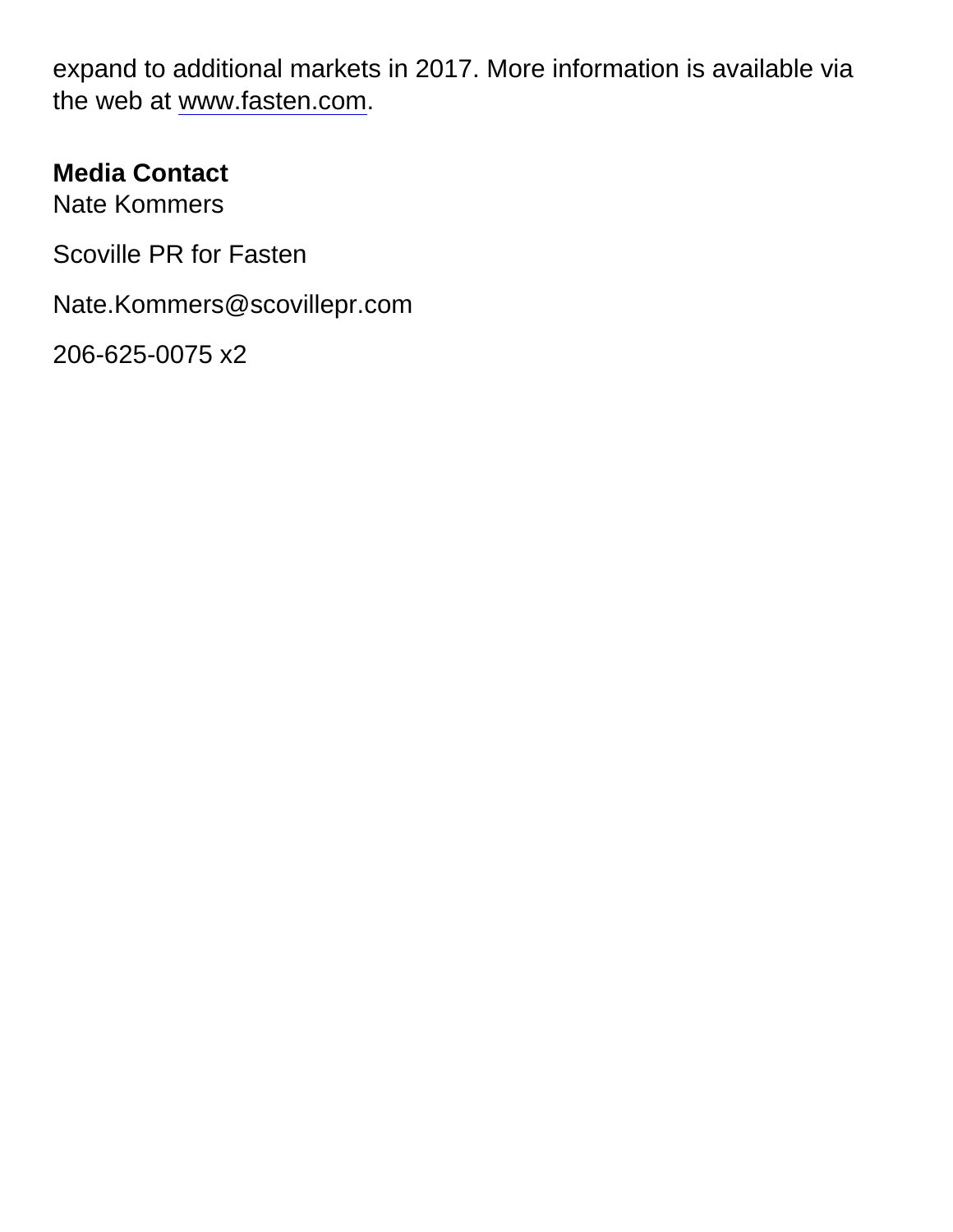expand to additional markets in 2017. More information is available via the web at www.fasten.com.

**Media Contact**
Nate Kommers

Scoville PR for Fasten

Nate.Kommers@scovillepr.com

206-625-0075 x2